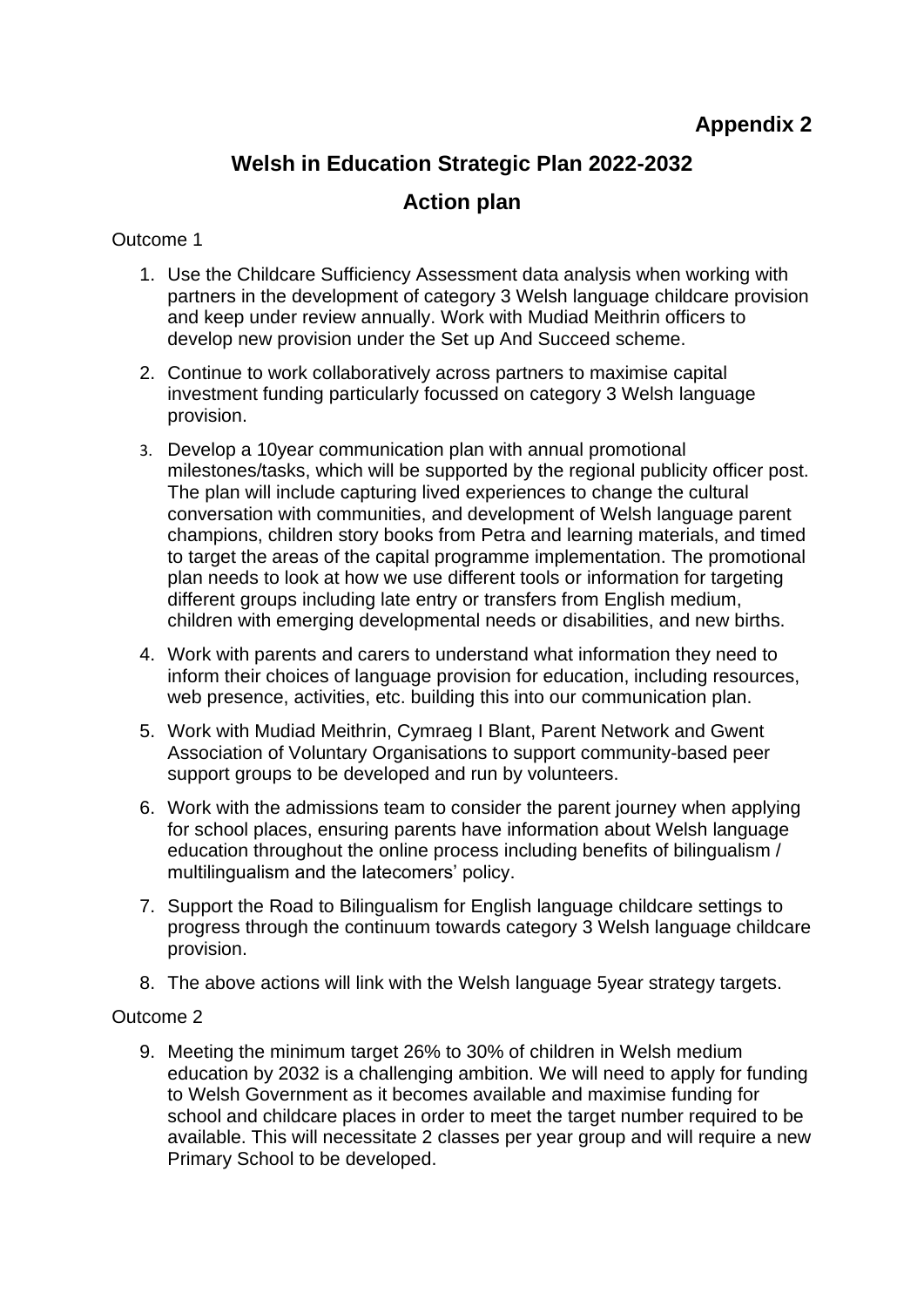**Appendix 2**

# Welsh in Education Strategic Plan 2022-2032

## Action plan

Outcome 1

1. Use the Childcare Sufficiency Assessment data analysis when working with partners in the development of category 3 Welsh language childcare provision and keep under review annually. Work with Mudiad Meithrin officers to develop new provision under the Set up And Succeed scheme.
2. Continue to work collaboratively across partners to maximise capital investment funding particularly focussed on category 3 Welsh language provision.
3. Develop a 10year communication plan with annual promotional milestones/tasks, which will be supported by the regional publicity officer post. The plan will include capturing lived experiences to change the cultural conversation with communities, and development of Welsh language parent champions, children story books from Petra and learning materials, and timed to target the areas of the capital programme implementation. The promotional plan needs to look at how we use different tools or information for targeting different groups including late entry or transfers from English medium, children with emerging developmental needs or disabilities, and new births.
4. Work with parents and carers to understand what information they need to inform their choices of language provision for education, including resources, web presence, activities, etc. building this into our communication plan.
5. Work with Mudiad Meithrin, Cymraeg I Blant, Parent Network and Gwent Association of Voluntary Organisations to support community-based peer support groups to be developed and run by volunteers.
6. Work with the admissions team to consider the parent journey when applying for school places, ensuring parents have information about Welsh language education throughout the online process including benefits of bilingualism / multilingualism and the latecomers' policy.
7. Support the Road to Bilingualism for English language childcare settings to progress through the continuum towards category 3 Welsh language childcare provision.
8. The above actions will link with the Welsh language 5year strategy targets.

Outcome 2

9. Meeting the minimum target 26% to 30% of children in Welsh medium education by 2032 is a challenging ambition. We will need to apply for funding to Welsh Government as it becomes available and maximise funding for school and childcare places in order to meet the target number required to be available. This will necessitate 2 classes per year group and will require a new Primary School to be developed.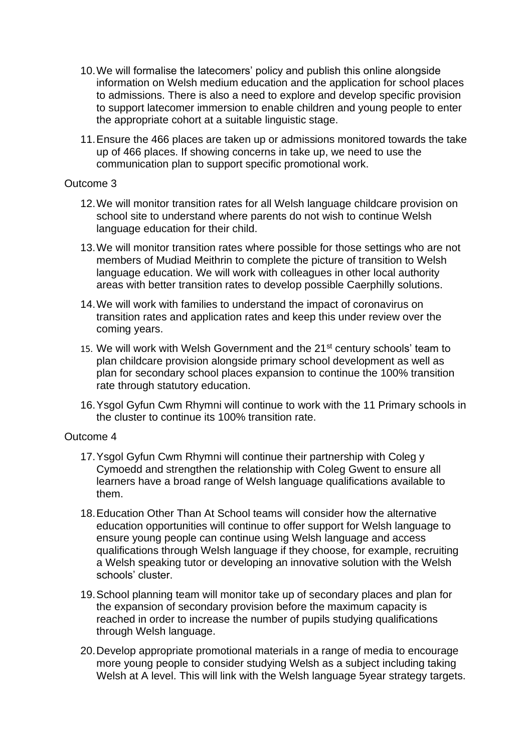10. We will formalise the latecomers' policy and publish this online alongside information on Welsh medium education and the application for school places to admissions. There is also a need to explore and develop specific provision to support latecomer immersion to enable children and young people to enter the appropriate cohort at a suitable linguistic stage.

11. Ensure the 466 places are taken up or admissions monitored towards the take up of 466 places. If showing concerns in take up, we need to use the communication plan to support specific promotional work.

Outcome 3

12. We will monitor transition rates for all Welsh language childcare provision on school site to understand where parents do not wish to continue Welsh language education for their child.

13. We will monitor transition rates where possible for those settings who are not members of Mudiad Meithrin to complete the picture of transition to Welsh language education. We will work with colleagues in other local authority areas with better transition rates to develop possible Caerphilly solutions.

14. We will work with families to understand the impact of coronavirus on transition rates and application rates and keep this under review over the coming years.

15. We will work with Welsh Government and the 21st century schools' team to plan childcare provision alongside primary school development as well as plan for secondary school places expansion to continue the 100% transition rate through statutory education.

16. Ysgol Gyfun Cwm Rhymni will continue to work with the 11 Primary schools in the cluster to continue its 100% transition rate.

Outcome 4

17. Ysgol Gyfun Cwm Rhymni will continue their partnership with Coleg y Cymoedd and strengthen the relationship with Coleg Gwent to ensure all learners have a broad range of Welsh language qualifications available to them.

18. Education Other Than At School teams will consider how the alternative education opportunities will continue to offer support for Welsh language to ensure young people can continue using Welsh language and access qualifications through Welsh language if they choose, for example, recruiting a Welsh speaking tutor or developing an innovative solution with the Welsh schools' cluster.

19. School planning team will monitor take up of secondary places and plan for the expansion of secondary provision before the maximum capacity is reached in order to increase the number of pupils studying qualifications through Welsh language.

20. Develop appropriate promotional materials in a range of media to encourage more young people to consider studying Welsh as a subject including taking Welsh at A level. This will link with the Welsh language 5year strategy targets.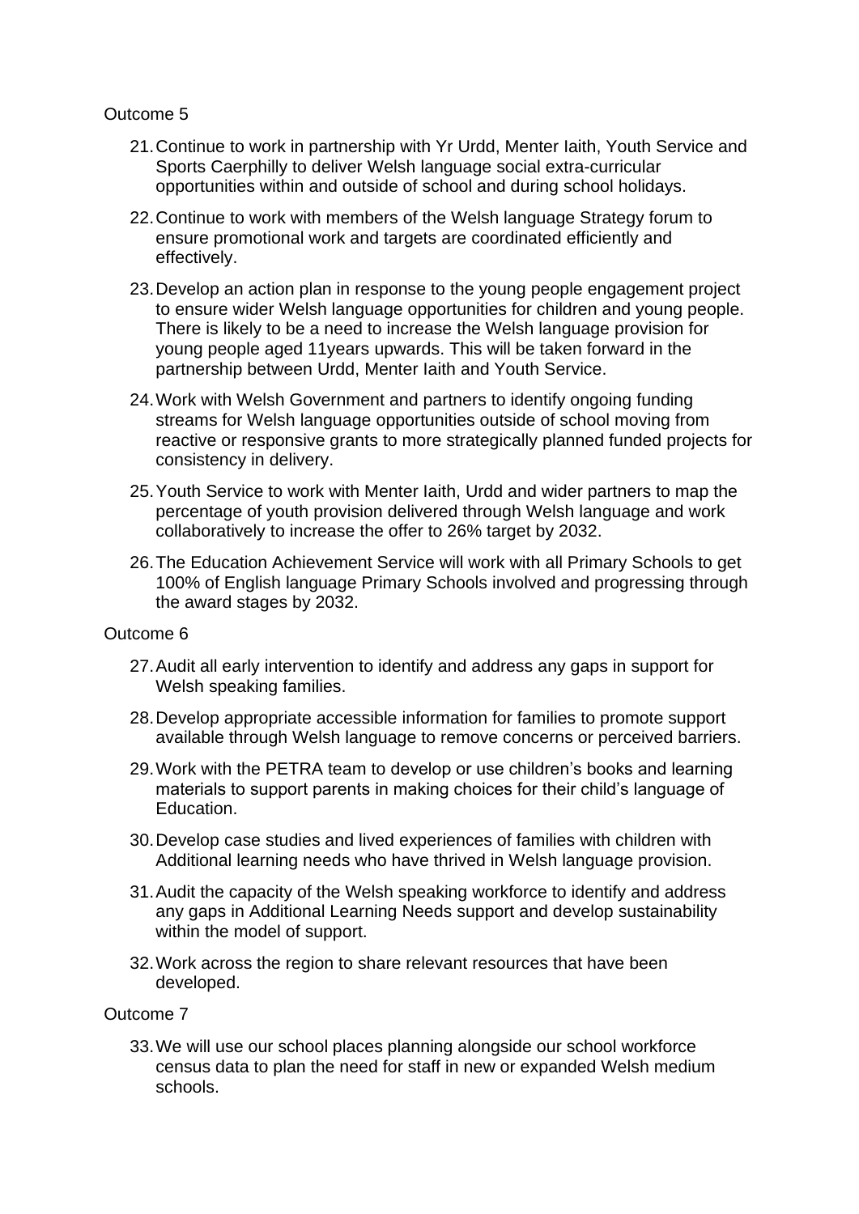Outcome 5

21. Continue to work in partnership with Yr Urdd, Menter Iaith, Youth Service and Sports Caerphilly to deliver Welsh language social extra-curricular opportunities within and outside of school and during school holidays.

22. Continue to work with members of the Welsh language Strategy forum to ensure promotional work and targets are coordinated efficiently and effectively.

23. Develop an action plan in response to the young people engagement project to ensure wider Welsh language opportunities for children and young people. There is likely to be a need to increase the Welsh language provision for young people aged 11years upwards. This will be taken forward in the partnership between Urdd, Menter Iaith and Youth Service.

24. Work with Welsh Government and partners to identify ongoing funding streams for Welsh language opportunities outside of school moving from reactive or responsive grants to more strategically planned funded projects for consistency in delivery.

25. Youth Service to work with Menter Iaith, Urdd and wider partners to map the percentage of youth provision delivered through Welsh language and work collaboratively to increase the offer to 26% target by 2032.

26. The Education Achievement Service will work with all Primary Schools to get 100% of English language Primary Schools involved and progressing through the award stages by 2032.

Outcome 6

27. Audit all early intervention to identify and address any gaps in support for Welsh speaking families.

28. Develop appropriate accessible information for families to promote support available through Welsh language to remove concerns or perceived barriers.

29. Work with the PETRA team to develop or use children's books and learning materials to support parents in making choices for their child's language of Education.

30. Develop case studies and lived experiences of families with children with Additional learning needs who have thrived in Welsh language provision.

31. Audit the capacity of the Welsh speaking workforce to identify and address any gaps in Additional Learning Needs support and develop sustainability within the model of support.

32. Work across the region to share relevant resources that have been developed.

Outcome 7

33. We will use our school places planning alongside our school workforce census data to plan the need for staff in new or expanded Welsh medium schools.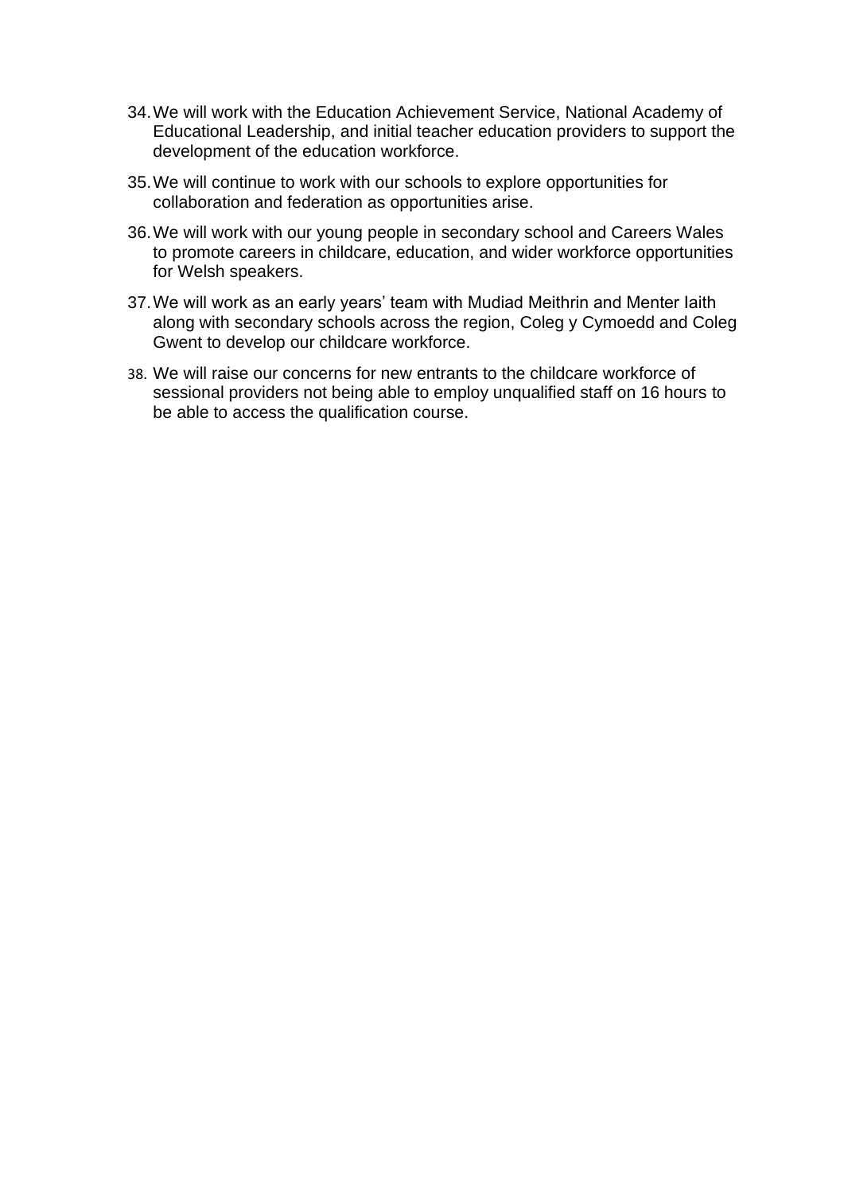34. We will work with the Education Achievement Service, National Academy of Educational Leadership, and initial teacher education providers to support the development of the education workforce.

35. We will continue to work with our schools to explore opportunities for collaboration and federation as opportunities arise.

36. We will work with our young people in secondary school and Careers Wales to promote careers in childcare, education, and wider workforce opportunities for Welsh speakers.

37. We will work as an early years' team with Mudiad Meithrin and Menter Iaith along with secondary schools across the region, Coleg y Cymoedd and Coleg Gwent to develop our childcare workforce.

38. We will raise our concerns for new entrants to the childcare workforce of sessional providers not being able to employ unqualified staff on 16 hours to be able to access the qualification course.